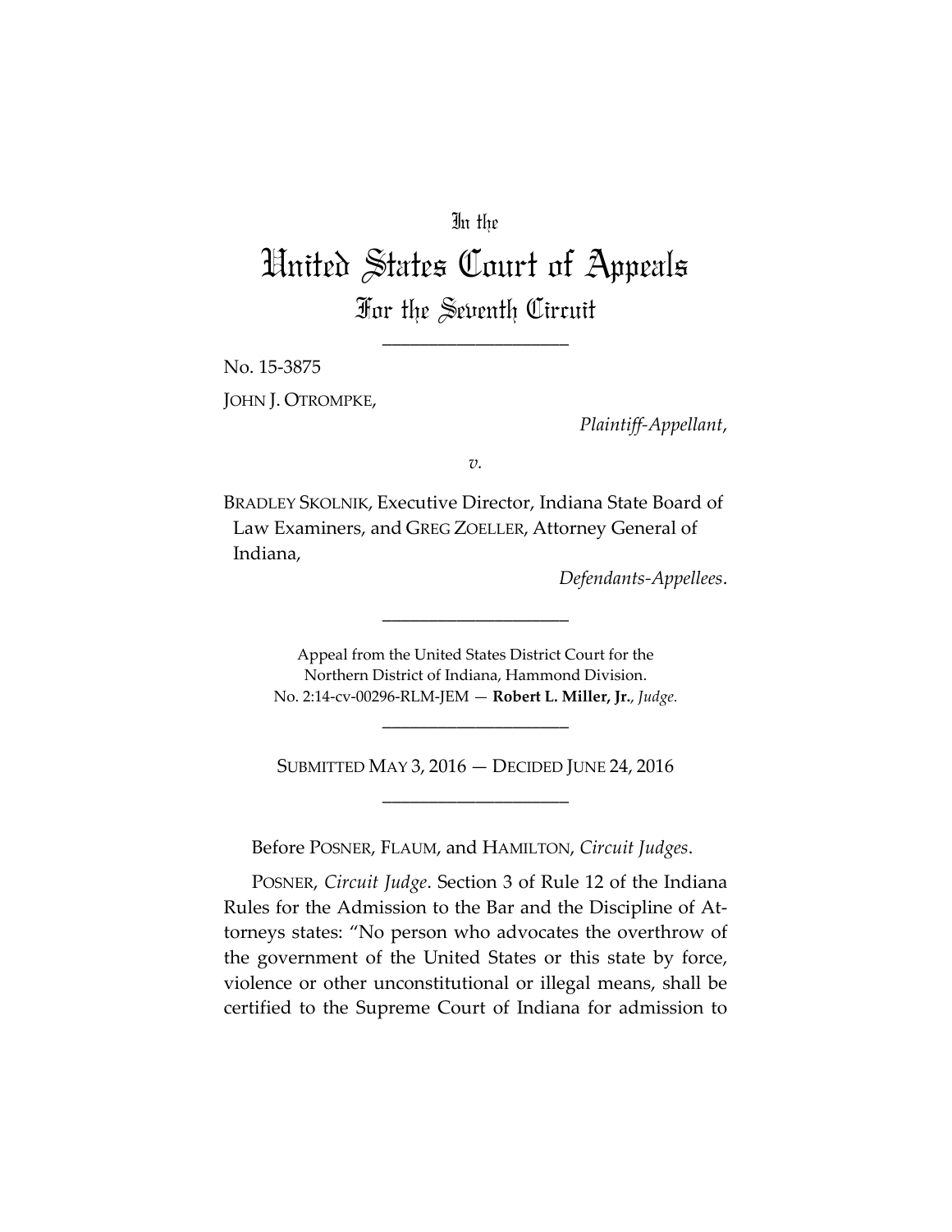In the

# United States Court of Appeals
## For the Seventh Circuit

\_\_\_\_\_\_\_\_\_\_\_\_\_\_\_\_\_\_\_\_

No. 15-3875

JOHN J. OTROMPKE,

*Plaintiff-Appellant*,

*v.*

BRADLEY SKOLNIK, Executive Director, Indiana State Board of Law Examiners, and GREG ZOELLER, Attorney General of Indiana,

*Defendants-Appellees*.

\_\_\_\_\_\_\_\_\_\_\_\_\_\_\_\_\_\_\_\_

Appeal from the United States District Court for the Northern District of Indiana, Hammond Division.
No. 2:14-cv-00296-RLM-JEM — **Robert L. Miller, Jr.**, *Judge*.

\_\_\_\_\_\_\_\_\_\_\_\_\_\_\_\_\_\_\_\_

SUBMITTED MAY 3, 2016 — DECIDED JUNE 24, 2016

\_\_\_\_\_\_\_\_\_\_\_\_\_\_\_\_\_\_\_\_

Before POSNER, FLAUM, and HAMILTON, *Circuit Judges*.

POSNER, *Circuit Judge*. Section 3 of Rule 12 of the Indiana Rules for the Admission to the Bar and the Discipline of Attorneys states: "No person who advocates the overthrow of the government of the United States or this state by force, violence or other unconstitutional or illegal means, shall be certified to the Supreme Court of Indiana for admission to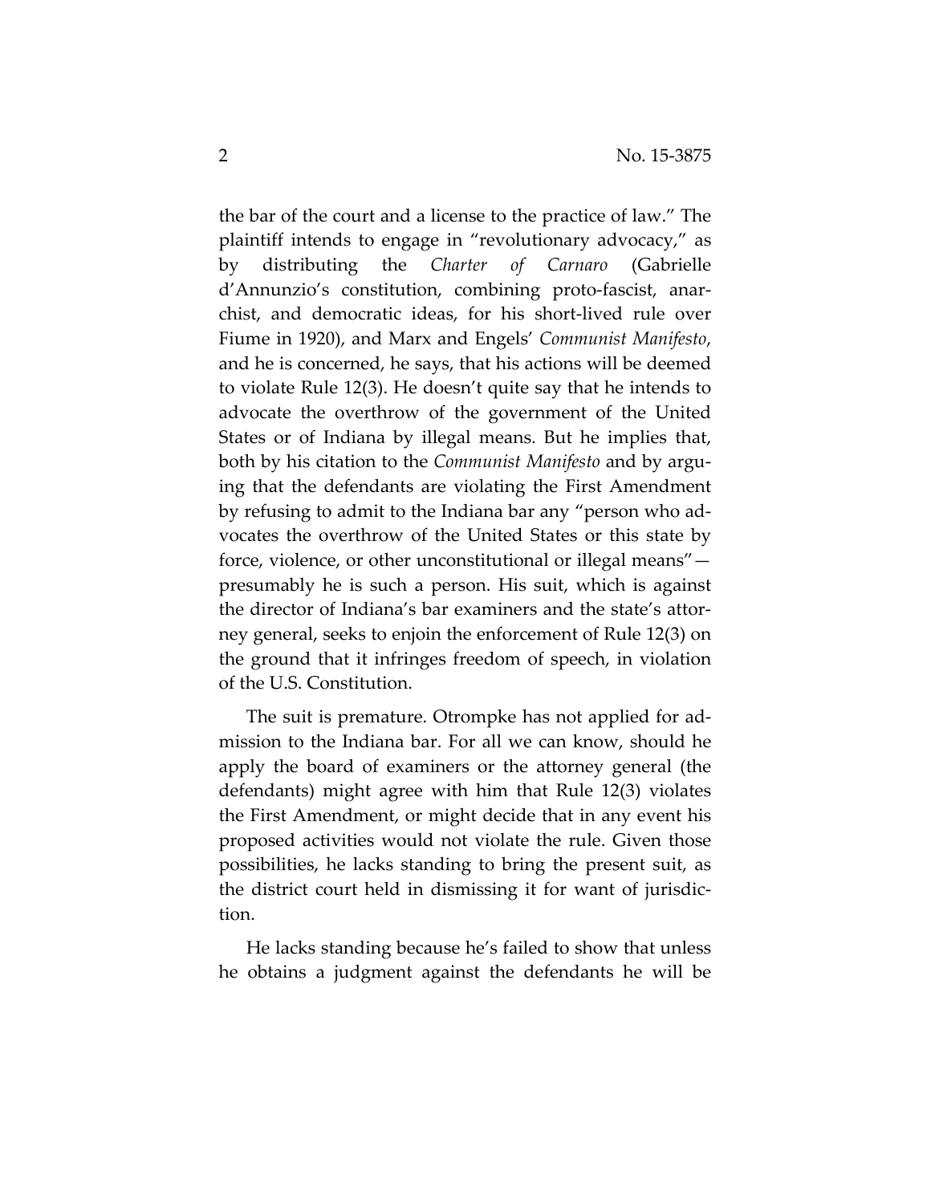the bar of the court and a license to the practice of law." The plaintiff intends to engage in "revolutionary advocacy," as by distributing the *Charter of Carnaro* (Gabrielle d'Annunzio's constitution, combining proto-fascist, anarchist, and democratic ideas, for his short-lived rule over Fiume in 1920), and Marx and Engels' *Communist Manifesto*, and he is concerned, he says, that his actions will be deemed to violate Rule 12(3). He doesn't quite say that he intends to advocate the overthrow of the government of the United States or of Indiana by illegal means. But he implies that, both by his citation to the *Communist Manifesto* and by arguing that the defendants are violating the First Amendment by refusing to admit to the Indiana bar any "person who advocates the overthrow of the United States or this state by force, violence, or other unconstitutional or illegal means"—presumably he is such a person. His suit, which is against the director of Indiana's bar examiners and the state's attorney general, seeks to enjoin the enforcement of Rule 12(3) on the ground that it infringes freedom of speech, in violation of the U.S. Constitution.

The suit is premature. Otrompke has not applied for admission to the Indiana bar. For all we can know, should he apply the board of examiners or the attorney general (the defendants) might agree with him that Rule 12(3) violates the First Amendment, or might decide that in any event his proposed activities would not violate the rule. Given those possibilities, he lacks standing to bring the present suit, as the district court held in dismissing it for want of jurisdiction.

He lacks standing because he's failed to show that unless he obtains a judgment against the defendants he will be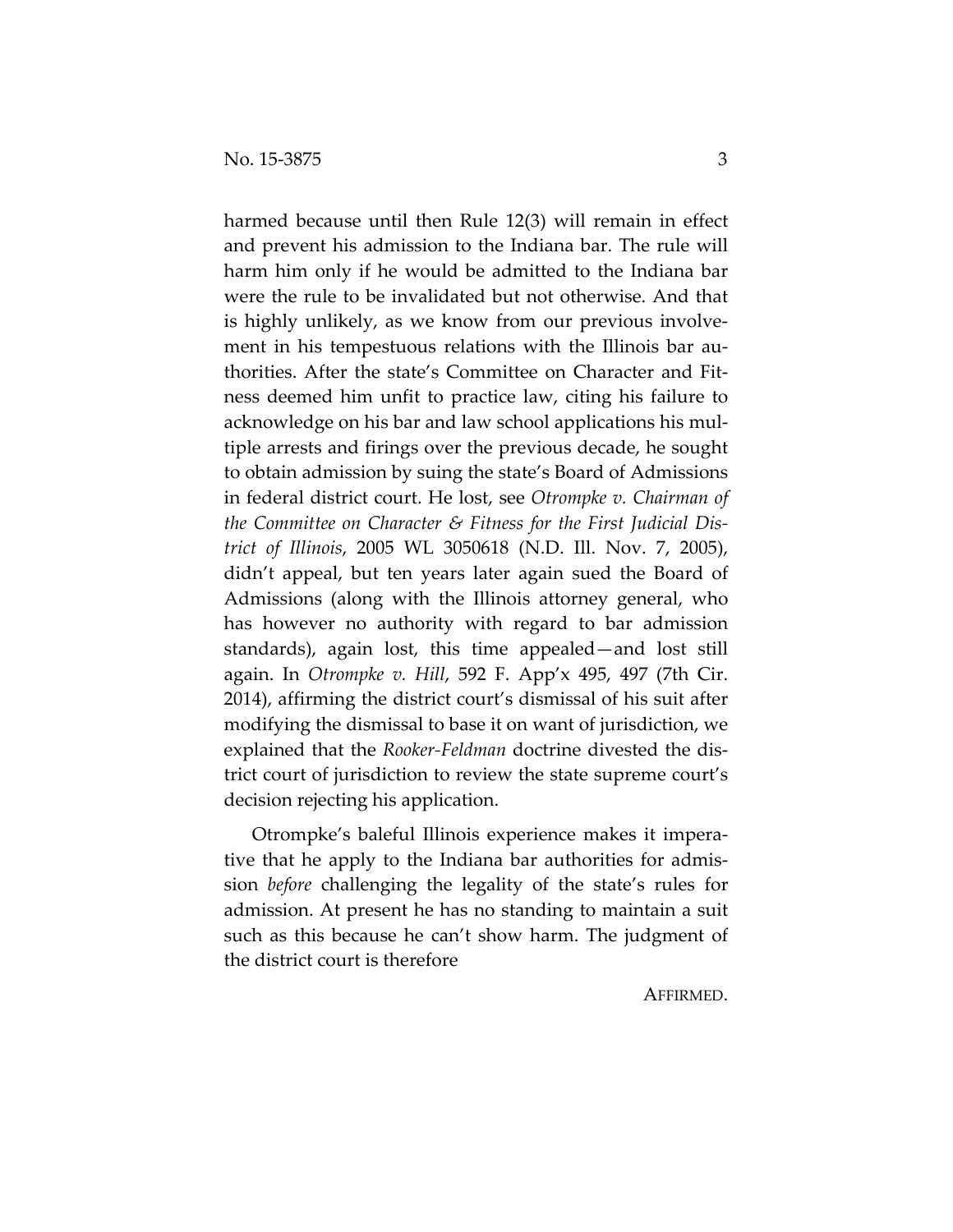harmed because until then Rule 12(3) will remain in effect and prevent his admission to the Indiana bar. The rule will harm him only if he would be admitted to the Indiana bar were the rule to be invalidated but not otherwise. And that is highly unlikely, as we know from our previous involvement in his tempestuous relations with the Illinois bar authorities. After the state's Committee on Character and Fitness deemed him unfit to practice law, citing his failure to acknowledge on his bar and law school applications his multiple arrests and firings over the previous decade, he sought to obtain admission by suing the state's Board of Admissions in federal district court. He lost, see *Otrompke v. Chairman of the Committee on Character & Fitness for the First Judicial District of Illinois*, 2005 WL 3050618 (N.D. Ill. Nov. 7, 2005), didn't appeal, but ten years later again sued the Board of Admissions (along with the Illinois attorney general, who has however no authority with regard to bar admission standards), again lost, this time appealed—and lost still again. In *Otrompke v. Hill*, 592 F. App'x 495, 497 (7th Cir. 2014), affirming the district court's dismissal of his suit after modifying the dismissal to base it on want of jurisdiction, we explained that the *Rooker-Feldman* doctrine divested the district court of jurisdiction to review the state supreme court's decision rejecting his application.

Otrompke's baleful Illinois experience makes it imperative that he apply to the Indiana bar authorities for admission *before* challenging the legality of the state's rules for admission. At present he has no standing to maintain a suit such as this because he can't show harm. The judgment of the district court is therefore

AFFIRMED.